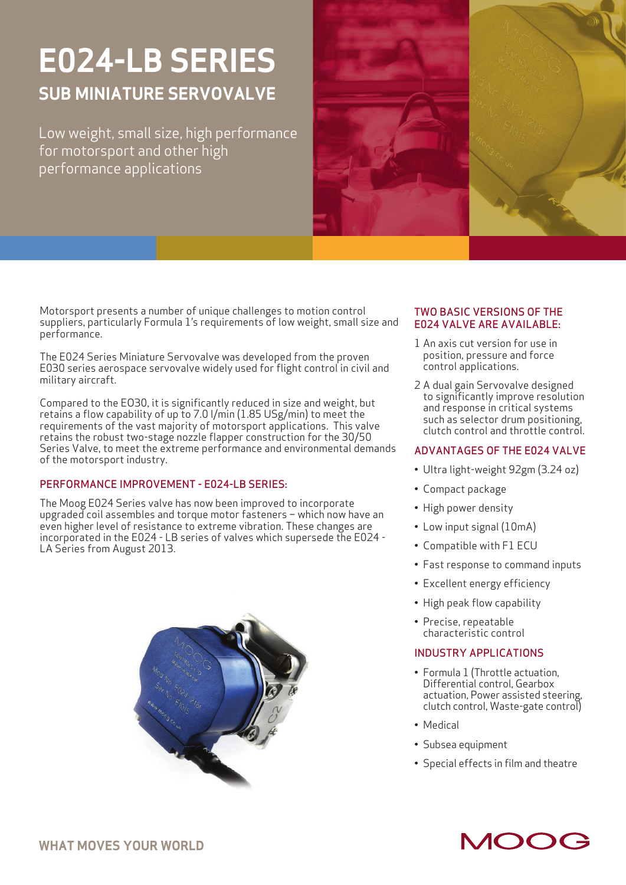# E024-LB SERIES

## SUB MINIATURE SERVOVALVE

Low weight, small size, high performance for motorsport and other high performance applications

Motorsport presents a number of unique challenges to motion control suppliers, particularly Formula 1's requirements of low weight, small size and performance.

The E024 Series Miniature Servovalve was developed from the proven E030 series aerospace servovalve widely used for flight control in civil and military aircraft.

Compared to the E030, it is significantly reduced in size and weight, but retains a flow capability of up to 7.0 l/min (1.85 USg/min) to meet the requirements of the vast majority of motorsport applications. This valve retains the robust two-stage nozzle flapper construction for the 30/50 Series Valve, to meet the extreme performance and environmental demands of the motorsport industry.

### PERFORMANCE IMPROVEMENT - E024-LB SERIES:

The Moog E024 Series valve has now been improved to incorporate upgraded coil assembles and torque motor fasteners – which now have an even higher level of resistance to extreme vibration. These changes are incorporated in the E024 - LB series of valves which supersede the E024 - LA Series from August 2013.

### TWO BASIC VERSIONS OF THE E024 VALVE ARE AVAILABLE:

1. An axis cut version for use in position, pressure and force control applications.
2. A dual gain Servovalve designed to significantly improve resolution and response in critical systems such as selector drum positioning, clutch control and throttle control.

### ADVANTAGES OF THE E024 VALVE

- Ultra light-weight 92gm (3.24 oz)
- Compact package
- High power density
- Low input signal (10mA)
- Compatible with F1 ECU
- Fast response to command inputs
- Excellent energy efficiency
- High peak flow capability
- Precise, repeatable characteristic control

### INDUSTRY APPLICATIONS

- Formula 1 (Throttle actuation, Differential control, Gearbox actuation, Power assisted steering, clutch control, Waste-gate control)
- Medical
- Subsea equipment
- Special effects in film and theatre

WHAT MOVES YOUR WORLD

MOOG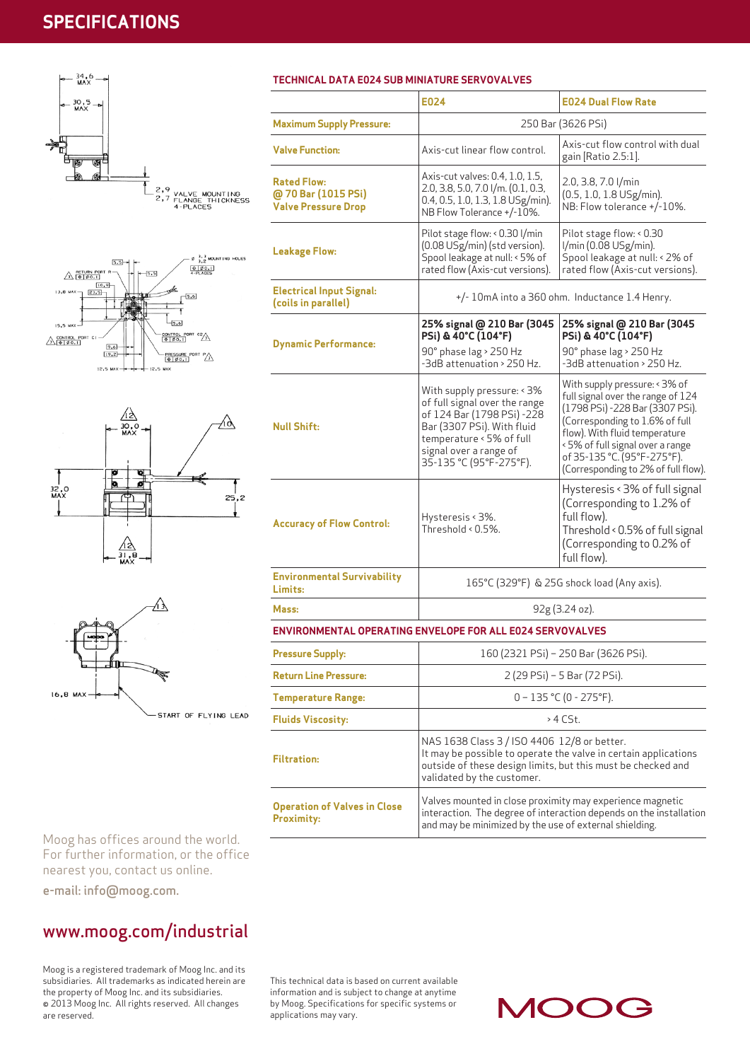# SPECIFICATIONS

34,6 MAX

30,5 MAX

2,9 / 2,7 VALVE MOUNTING FLANGE THICKNESS 4-PLACES

Ø 3,3 / 3,2 MOUNTING HOLES 4-PLACES

RETURN PORT R

CONTROL PORT C1

CONTROL PORT C2

PRESSURE PORT P

13,8 MAX

15,5 MAX

12,5 MAX

30,0 MAX

32,0 MAX

25,2

31,8 MAX

16,8 MAX

START OF FLYING LEAD

## TECHNICAL DATA E024 SUB MINIATURE SERVOVALVES

| | E024 | E024 Dual Flow Rate |
|---|---|---|
| **Maximum Supply Pressure:** | 250 Bar (3626 PSi) | |
| **Valve Function:** | Axis-cut linear flow control. | Axis-cut flow control with dual gain [Ratio 2.5:1]. |
| **Rated Flow: @ 70 Bar (1015 PSi) Valve Pressure Drop** | Axis-cut valves: 0.4, 1.0, 1.5, 2.0, 3.8, 5.0, 7.0 l/m. (0.1, 0.3, 0.4, 0.5, 1.0, 1.3, 1.8 USg/min). NB Flow Tolerance +/-10%. | 2.0, 3.8, 7.0 l/min (0.5, 1.0, 1.8 USg/min). NB: Flow tolerance +/-10%. |
| **Leakage Flow:** | Pilot stage flow: < 0.30 l/min (0.08 USg/min) (std version). Spool leakage at null: < 5% of rated flow (Axis-cut versions). | Pilot stage flow: < 0.30 l/min (0.08 USg/min). Spool leakage at null: < 2% of rated flow (Axis-cut versions). |
| **Electrical Input Signal: (coils in parallel)** | +/- 10mA into a 360 ohm. Inductance 1.4 Henry. | |
| **Dynamic Performance:** | **25% signal @ 210 Bar (3045 PSi) & 40°C (104°F)** 90° phase lag > 250 Hz -3dB attenuation > 250 Hz. | **25% signal @ 210 Bar (3045 PSi) & 40°C (104°F)** 90° phase lag > 250 Hz -3dB attenuation > 250 Hz. |
| **Null Shift:** | With supply pressure: < 3% of full signal over the range of 124 Bar (1798 PSi) -228 Bar (3307 PSi). With fluid temperature < 5% of full signal over a range of 35-135 °C (95°F-275°F). | With supply pressure: < 3% of full signal over the range of 124 (1798 PSi) -228 Bar (3307 PSi). (Corresponding to 1.6% of full flow). With fluid temperature < 5% of full signal over a range of 35-135 °C. (95°F-275°F). (Corresponding to 2% of full flow). |
| **Accuracy of Flow Control:** | Hysteresis < 3%. Threshold < 0.5%. | Hysteresis < 3% of full signal (Corresponding to 1.2% of full flow). Threshold < 0.5% of full signal (Corresponding to 0.2% of full flow). |
| **Environmental Survivability Limits:** | 165°C (329°F) & 25G shock load (Any axis). | |
| **Mass:** | 92g (3.24 oz). | |

## ENVIRONMENTAL OPERATING ENVELOPE FOR ALL E024 SERVOVALVES

| | |
|---|---|
| **Pressure Supply:** | 160 (2321 PSi) – 250 Bar (3626 PSi). |
| **Return Line Pressure:** | 2 (29 PSi) – 5 Bar (72 PSi). |
| **Temperature Range:** | 0 – 135 °C (0 - 275°F). |
| **Fluids Viscosity:** | > 4 CSt. |
| **Filtration:** | NAS 1638 Class 3 / ISO 4406 12/8 or better. It may be possible to operate the valve in certain applications outside of these design limits, but this must be checked and validated by the customer. |
| **Operation of Valves in Close Proximity:** | Valves mounted in close proximity may experience magnetic interaction. The degree of interaction depends on the installation and may be minimized by the use of external shielding. |

Moog has offices around the world. For further information, or the office nearest you, contact us online.

e-mail: info@moog.com.

**www.moog.com/industrial**

Moog is a registered trademark of Moog Inc. and its subsidiaries. All trademarks as indicated herein are the property of Moog Inc. and its subsidiaries. © 2013 Moog Inc. All rights reserved. All changes are reserved.

This technical data is based on current available information and is subject to change at anytime by Moog. Specifications for specific systems or applications may vary.

MOOG